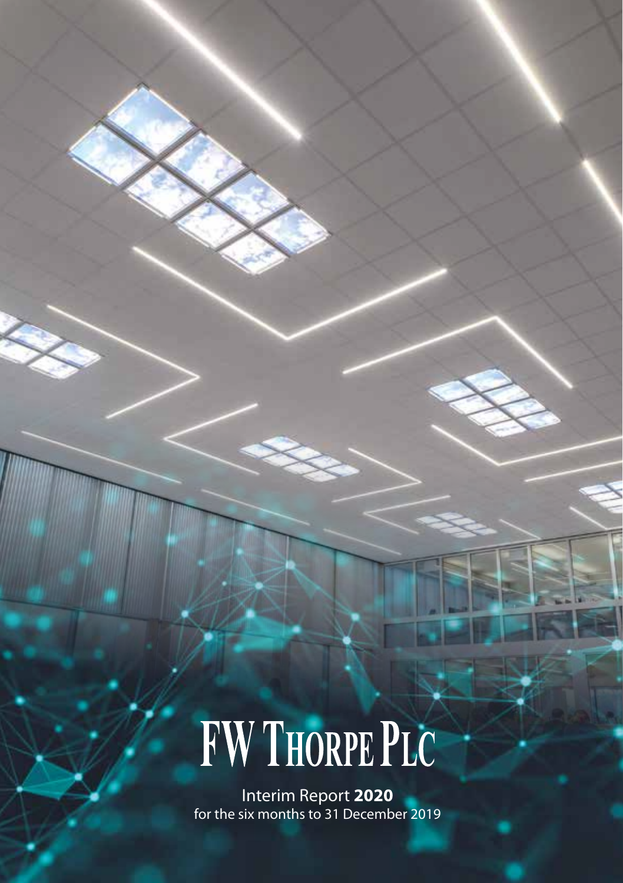# FW Thorpe Plc

Interim Report **2020**
for the six months to 31 December 2019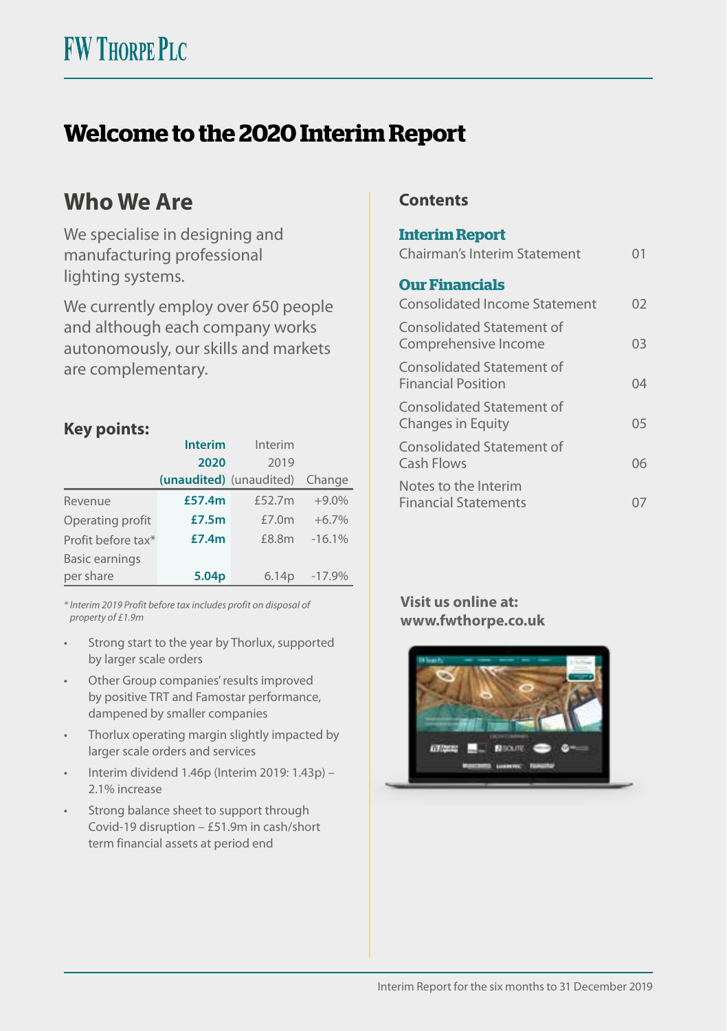# FW Thorpe Plc

# Welcome to the 2020 Interim Report

## Who We Are

We specialise in designing and manufacturing professional lighting systems.

We currently employ over 650 people and although each company works autonomously, our skills and markets are complementary.

### Key points:

| | Interim 2020 (unaudited) | Interim 2019 (unaudited) | Change |
|---|---|---|---|
| Revenue | **£57.4m** | £52.7m | +9.0% |
| Operating profit | **£7.5m** | £7.0m | +6.7% |
| Profit before tax* | **£7.4m** | £8.8m | -16.1% |
| Basic earnings per share | **5.04p** | 6.14p | -17.9% |

*\* Interim 2019 Profit before tax includes profit on disposal of property of £1.9m*

- Strong start to the year by Thorlux, supported by larger scale orders
- Other Group companies' results improved by positive TRT and Famostar performance, dampened by smaller companies
- Thorlux operating margin slightly impacted by larger scale orders and services
- Interim dividend 1.46p (Interim 2019: 1.43p) – 2.1% increase
- Strong balance sheet to support through Covid-19 disruption – £51.9m in cash/short term financial assets at period end

## Contents

**Interim Report**

| | |
|---|---|
| Chairman's Interim Statement | 01 |

**Our Financials**

| | |
|---|---|
| Consolidated Income Statement | 02 |
| Consolidated Statement of Comprehensive Income | 03 |
| Consolidated Statement of Financial Position | 04 |
| Consolidated Statement of Changes in Equity | 05 |
| Consolidated Statement of Cash Flows | 06 |
| Notes to the Interim Financial Statements | 07 |

**Visit us online at: www.fwthorpe.co.uk**

Interim Report for the six months to 31 December 2019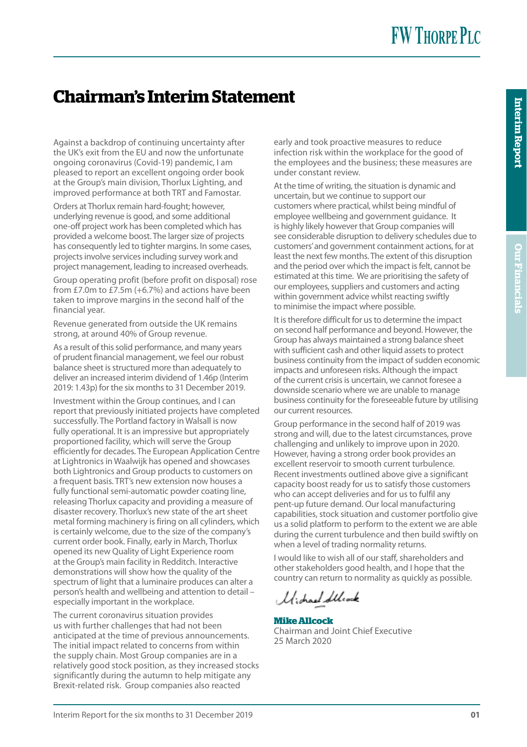# Chairman's Interim Statement

Against a backdrop of continuing uncertainty after the UK's exit from the EU and now the unfortunate ongoing coronavirus (Covid-19) pandemic, I am pleased to report an excellent ongoing order book at the Group's main division, Thorlux Lighting, and improved performance at both TRT and Famostar.

Orders at Thorlux remain hard-fought; however, underlying revenue is good, and some additional one-off project work has been completed which has provided a welcome boost. The larger size of projects has consequently led to tighter margins. In some cases, projects involve services including survey work and project management, leading to increased overheads.

Group operating profit (before profit on disposal) rose from £7.0m to £7.5m (+6.7%) and actions have been taken to improve margins in the second half of the financial year.

Revenue generated from outside the UK remains strong, at around 40% of Group revenue.

As a result of this solid performance, and many years of prudent financial management, we feel our robust balance sheet is structured more than adequately to deliver an increased interim dividend of 1.46p (Interim 2019: 1.43p) for the six months to 31 December 2019.

Investment within the Group continues, and I can report that previously initiated projects have completed successfully. The Portland factory in Walsall is now fully operational. It is an impressive but appropriately proportioned facility, which will serve the Group efficiently for decades. The European Application Centre at Lightronics in Waalwijk has opened and showcases both Lightronics and Group products to customers on a frequent basis. TRT's new extension now houses a fully functional semi-automatic powder coating line, releasing Thorlux capacity and providing a measure of disaster recovery. Thorlux's new state of the art sheet metal forming machinery is firing on all cylinders, which is certainly welcome, due to the size of the company's current order book. Finally, early in March, Thorlux opened its new Quality of Light Experience room at the Group's main facility in Redditch. Interactive demonstrations will show how the quality of the spectrum of light that a luminaire produces can alter a person's health and wellbeing and attention to detail – especially important in the workplace.

The current coronavirus situation provides us with further challenges that had not been anticipated at the time of previous announcements. The initial impact related to concerns from within the supply chain. Most Group companies are in a relatively good stock position, as they increased stocks significantly during the autumn to help mitigate any Brexit-related risk. Group companies also reacted early and took proactive measures to reduce infection risk within the workplace for the good of the employees and the business; these measures are under constant review.

At the time of writing, the situation is dynamic and uncertain, but we continue to support our customers where practical, whilst being mindful of employee wellbeing and government guidance. It is highly likely however that Group companies will see considerable disruption to delivery schedules due to customers' and government containment actions, for at least the next few months. The extent of this disruption and the period over which the impact is felt, cannot be estimated at this time. We are prioritising the safety of our employees, suppliers and customers and acting within government advice whilst reacting swiftly to minimise the impact where possible.

It is therefore difficult for us to determine the impact on second half performance and beyond. However, the Group has always maintained a strong balance sheet with sufficient cash and other liquid assets to protect business continuity from the impact of sudden economic impacts and unforeseen risks. Although the impact of the current crisis is uncertain, we cannot foresee a downside scenario where we are unable to manage business continuity for the foreseeable future by utilising our current resources.

Group performance in the second half of 2019 was strong and will, due to the latest circumstances, prove challenging and unlikely to improve upon in 2020. However, having a strong order book provides an excellent reservoir to smooth current turbulence. Recent investments outlined above give a significant capacity boost ready for us to satisfy those customers who can accept deliveries and for us to fulfil any pent-up future demand. Our local manufacturing capabilities, stock situation and customer portfolio give us a solid platform to perform to the extent we are able during the current turbulence and then build swiftly on when a level of trading normality returns.

I would like to wish all of our staff, shareholders and other stakeholders good health, and I hope that the country can return to normality as quickly as possible.

**Mike Allcock**
Chairman and Joint Chief Executive
25 March 2020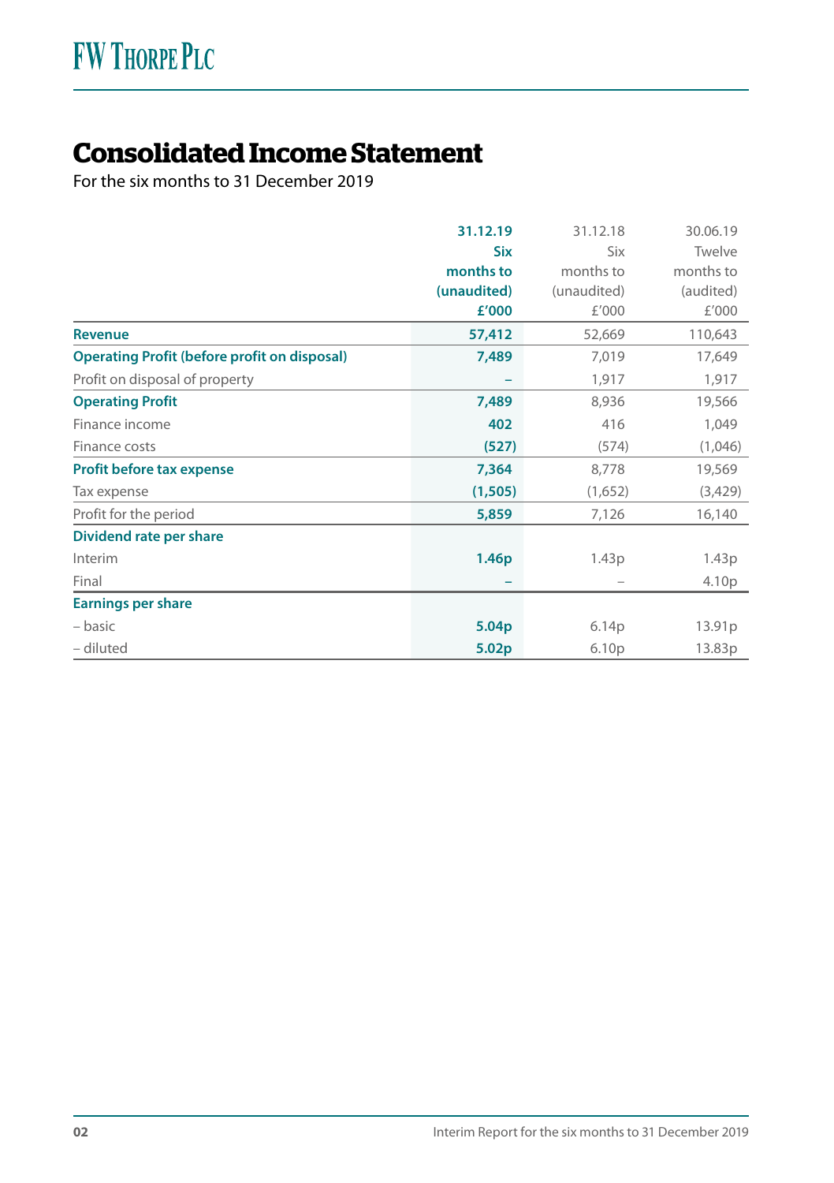# Consolidated Income Statement

For the six months to 31 December 2019

| | 31.12.19 Six months to (unaudited) £'000 | 31.12.18 Six months to (unaudited) £'000 | 30.06.19 Twelve months to (audited) £'000 |
|---|---|---|---|
| **Revenue** | **57,412** | 52,669 | 110,643 |
| **Operating Profit (before profit on disposal)** | **7,489** | 7,019 | 17,649 |
| Profit on disposal of property | **–** | 1,917 | 1,917 |
| **Operating Profit** | **7,489** | 8,936 | 19,566 |
| Finance income | **402** | 416 | 1,049 |
| Finance costs | **(527)** | (574) | (1,046) |
| **Profit before tax expense** | **7,364** | 8,778 | 19,569 |
| Tax expense | **(1,505)** | (1,652) | (3,429) |
| Profit for the period | **5,859** | 7,126 | 16,140 |
| **Dividend rate per share** | | | |
| Interim | **1.46p** | 1.43p | 1.43p |
| Final | **–** | – | 4.10p |
| **Earnings per share** | | | |
| – basic | **5.04p** | 6.14p | 13.91p |
| – diluted | **5.02p** | 6.10p | 13.83p |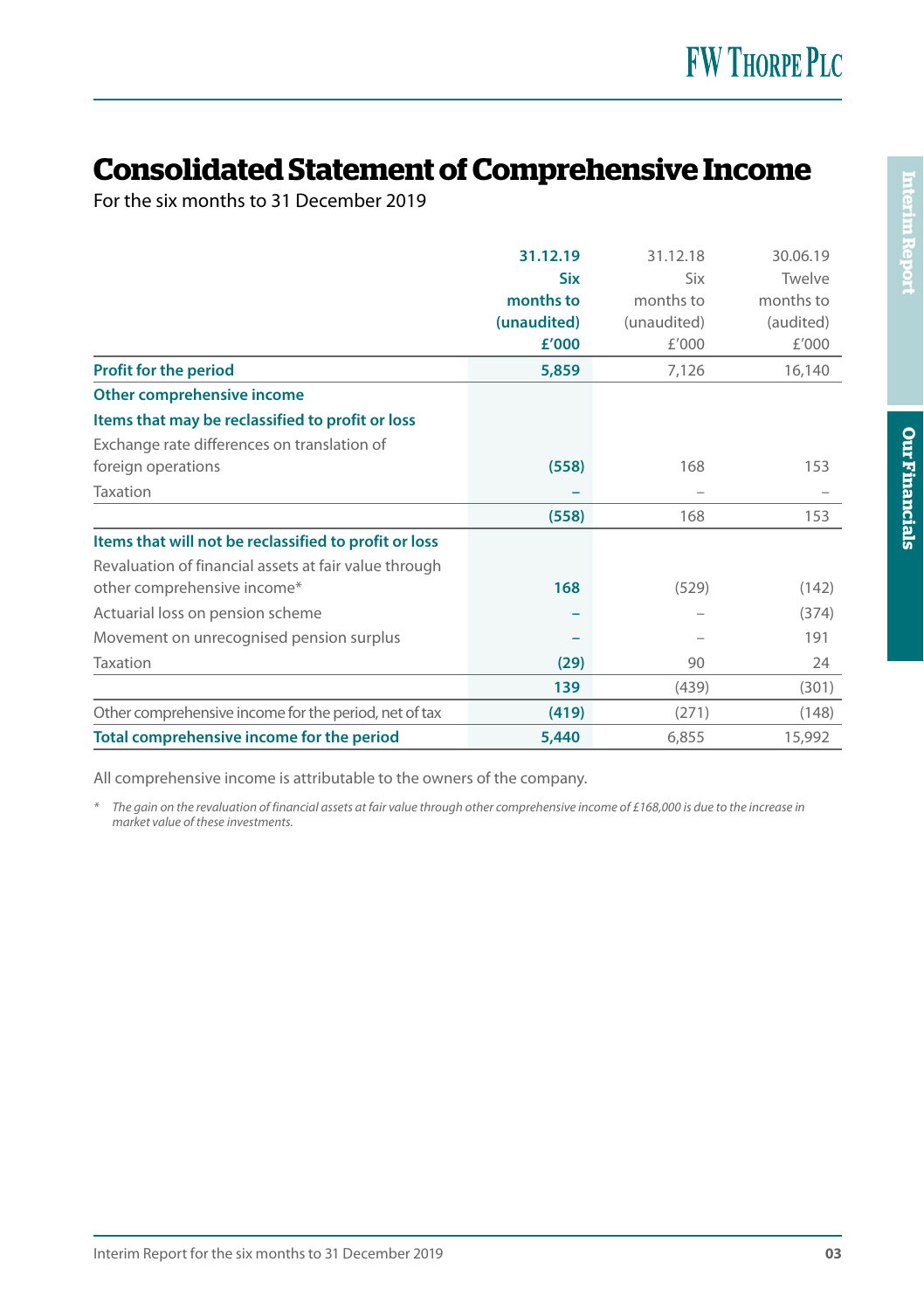# Consolidated Statement of Comprehensive Income

For the six months to 31 December 2019

| | 31.12.19 Six months to (unaudited) £'000 | 31.12.18 Six months to (unaudited) £'000 | 30.06.19 Twelve months to (audited) £'000 |
|---|---|---|---|
| **Profit for the period** | **5,859** | 7,126 | 16,140 |
| **Other comprehensive income** | | | |
| **Items that may be reclassified to profit or loss** | | | |
| Exchange rate differences on translation of foreign operations | **(558)** | 168 | 153 |
| Taxation | **–** | – | – |
| | **(558)** | 168 | 153 |
| **Items that will not be reclassified to profit or loss** | | | |
| Revaluation of financial assets at fair value through other comprehensive income* | **168** | (529) | (142) |
| Actuarial loss on pension scheme | **–** | – | (374) |
| Movement on unrecognised pension surplus | **–** | – | 191 |
| Taxation | **(29)** | 90 | 24 |
| | **139** | (439) | (301) |
| Other comprehensive income for the period, net of tax | **(419)** | (271) | (148) |
| **Total comprehensive income for the period** | **5,440** | 6,855 | 15,992 |

All comprehensive income is attributable to the owners of the company.

\* *The gain on the revaluation of financial assets at fair value through other comprehensive income of £168,000 is due to the increase in market value of these investments.*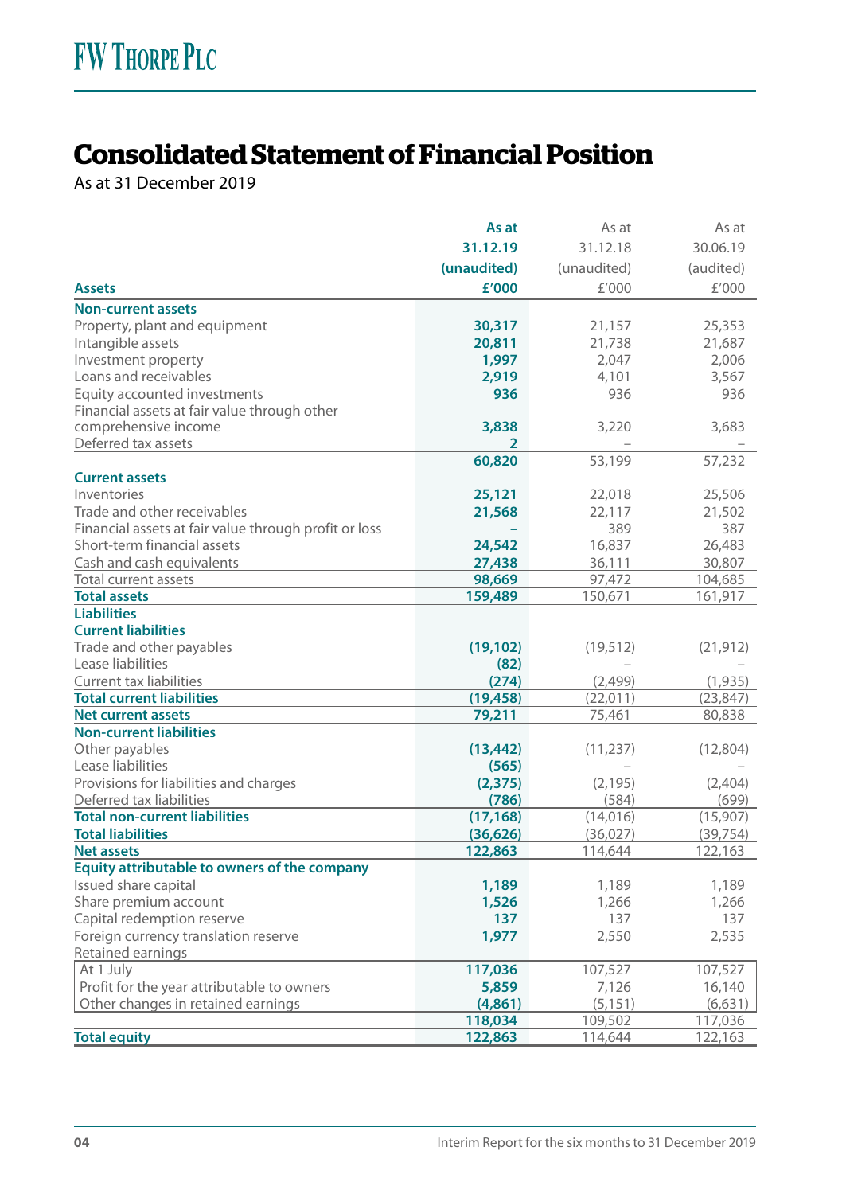# Consolidated Statement of Financial Position

As at 31 December 2019

| Assets | As at 31.12.19 (unaudited) £'000 | As at 31.12.18 (unaudited) £'000 | As at 30.06.19 (audited) £'000 |
|---|---|---|---|
| **Non-current assets** | | | |
| Property, plant and equipment | **30,317** | 21,157 | 25,353 |
| Intangible assets | **20,811** | 21,738 | 21,687 |
| Investment property | **1,997** | 2,047 | 2,006 |
| Loans and receivables | **2,919** | 4,101 | 3,567 |
| Equity accounted investments | **936** | 936 | 936 |
| Financial assets at fair value through other comprehensive income | **3,838** | 3,220 | 3,683 |
| Deferred tax assets | **2** | – | – |
| | **60,820** | 53,199 | 57,232 |
| **Current assets** | | | |
| Inventories | **25,121** | 22,018 | 25,506 |
| Trade and other receivables | **21,568** | 22,117 | 21,502 |
| Financial assets at fair value through profit or loss | **–** | 389 | 387 |
| Short-term financial assets | **24,542** | 16,837 | 26,483 |
| Cash and cash equivalents | **27,438** | 36,111 | 30,807 |
| Total current assets | **98,669** | 97,472 | 104,685 |
| **Total assets** | **159,489** | 150,671 | 161,917 |
| **Liabilities** | | | |
| **Current liabilities** | | | |
| Trade and other payables | **(19,102)** | (19,512) | (21,912) |
| Lease liabilities | **(82)** | – | – |
| Current tax liabilities | **(274)** | (2,499) | (1,935) |
| **Total current liabilities** | **(19,458)** | (22,011) | (23,847) |
| **Net current assets** | **79,211** | 75,461 | 80,838 |
| **Non-current liabilities** | | | |
| Other payables | **(13,442)** | (11,237) | (12,804) |
| Lease liabilities | **(565)** | – | – |
| Provisions for liabilities and charges | **(2,375)** | (2,195) | (2,404) |
| Deferred tax liabilities | **(786)** | (584) | (699) |
| **Total non-current liabilities** | **(17,168)** | (14,016) | (15,907) |
| **Total liabilities** | **(36,626)** | (36,027) | (39,754) |
| **Net assets** | **122,863** | 114,644 | 122,163 |
| **Equity attributable to owners of the company** | | | |
| Issued share capital | **1,189** | 1,189 | 1,189 |
| Share premium account | **1,526** | 1,266 | 1,266 |
| Capital redemption reserve | **137** | 137 | 137 |
| Foreign currency translation reserve | **1,977** | 2,550 | 2,535 |
| Retained earnings | | | |
| At 1 July | **117,036** | 107,527 | 107,527 |
| Profit for the year attributable to owners | **5,859** | 7,126 | 16,140 |
| Other changes in retained earnings | **(4,861)** | (5,151) | (6,631) |
| | **118,034** | 109,502 | 117,036 |
| **Total equity** | **122,863** | 114,644 | 122,163 |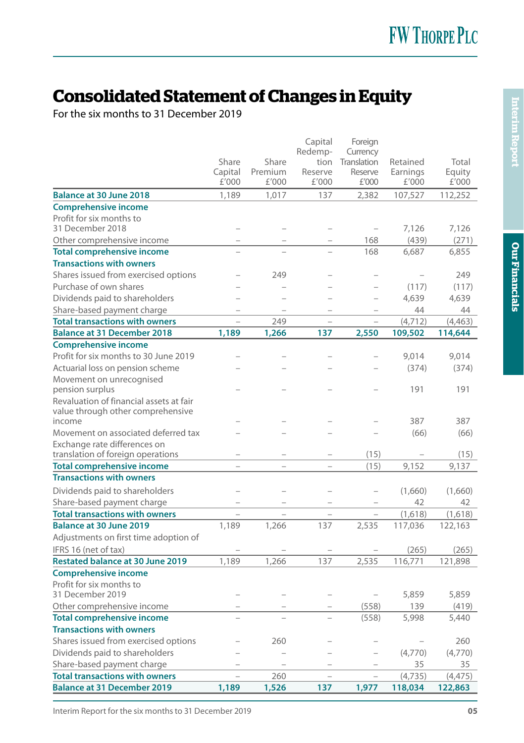# Consolidated Statement of Changes in Equity

For the six months to 31 December 2019

| | Share Capital £'000 | Share Premium £'000 | Capital Redemption Reserve £'000 | Foreign Currency Translation Reserve £'000 | Retained Earnings £'000 | Total Equity £'000 |
|---|---|---|---|---|---|---|
| **Balance at 30 June 2018** | 1,189 | 1,017 | 137 | 2,382 | 107,527 | 112,252 |
| **Comprehensive income** | | | | | | |
| Profit for six months to 31 December 2018 | – | – | – | – | 7,126 | 7,126 |
| Other comprehensive income | – | – | – | 168 | (439) | (271) |
| **Total comprehensive income** | – | – | – | 168 | 6,687 | 6,855 |
| **Transactions with owners** | | | | | | |
| Shares issued from exercised options | – | 249 | – | – | – | 249 |
| Purchase of own shares | – | – | – | – | (117) | (117) |
| Dividends paid to shareholders | – | – | – | – | 4,639 | 4,639 |
| Share-based payment charge | – | – | – | – | 44 | 44 |
| **Total transactions with owners** | – | 249 | – | – | (4,712) | (4,463) |
| **Balance at 31 December 2018** | **1,189** | **1,266** | **137** | **2,550** | **109,502** | **114,644** |
| **Comprehensive income** | | | | | | |
| Profit for six months to 30 June 2019 | – | – | – | – | 9,014 | 9,014 |
| Actuarial loss on pension scheme | – | – | – | – | (374) | (374) |
| Movement on unrecognised pension surplus | – | – | – | – | 191 | 191 |
| Revaluation of financial assets at fair value through other comprehensive income | – | – | – | – | 387 | 387 |
| Movement on associated deferred tax | – | – | – | – | (66) | (66) |
| Exchange rate differences on translation of foreign operations | – | – | – | (15) | – | (15) |
| **Total comprehensive income** | – | – | – | (15) | 9,152 | 9,137 |
| **Transactions with owners** | | | | | | |
| Dividends paid to shareholders | – | – | – | – | (1,660) | (1,660) |
| Share-based payment charge | – | – | – | – | 42 | 42 |
| **Total transactions with owners** | – | – | – | – | (1,618) | (1,618) |
| **Balance at 30 June 2019** | 1,189 | 1,266 | 137 | 2,535 | 117,036 | 122,163 |
| Adjustments on first time adoption of IFRS 16 (net of tax) | – | – | – | – | (265) | (265) |
| **Restated balance at 30 June 2019** | 1,189 | 1,266 | 137 | 2,535 | 116,771 | 121,898 |
| **Comprehensive income** | | | | | | |
| Profit for six months to 31 December 2019 | – | – | – | – | 5,859 | 5,859 |
| Other comprehensive income | – | – | – | (558) | 139 | (419) |
| **Total comprehensive income** | – | – | – | (558) | 5,998 | 5,440 |
| **Transactions with owners** | | | | | | |
| Shares issued from exercised options | – | 260 | – | – | – | 260 |
| Dividends paid to shareholders | – | – | – | – | (4,770) | (4,770) |
| Share-based payment charge | – | – | – | – | 35 | 35 |
| **Total transactions with owners** | – | 260 | – | – | (4,735) | (4,475) |
| **Balance at 31 December 2019** | **1,189** | **1,526** | **137** | **1,977** | **118,034** | **122,863** |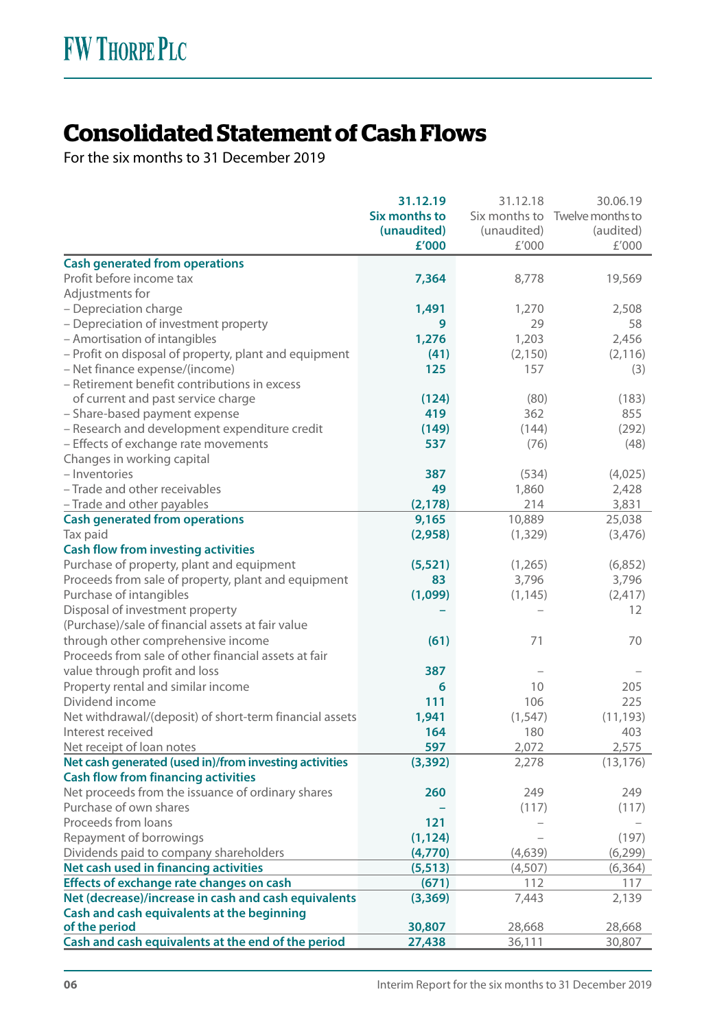# FW THORPE PLC

## Consolidated Statement of Cash Flows

For the six months to 31 December 2019

| | **31.12.19 Six months to (unaudited) £'000** | 31.12.18 Six months to (unaudited) £'000 | 30.06.19 Twelve months to (audited) £'000 |
|---|---|---|---|
| **Cash generated from operations** | | | |
| Profit before income tax | **7,364** | 8,778 | 19,569 |
| Adjustments for | | | |
| – Depreciation charge | **1,491** | 1,270 | 2,508 |
| – Depreciation of investment property | **9** | 29 | 58 |
| – Amortisation of intangibles | **1,276** | 1,203 | 2,456 |
| – Profit on disposal of property, plant and equipment | **(41)** | (2,150) | (2,116) |
| – Net finance expense/(income) | **125** | 157 | (3) |
| – Retirement benefit contributions in excess of current and past service charge | **(124)** | (80) | (183) |
| – Share-based payment expense | **419** | 362 | 855 |
| – Research and development expenditure credit | **(149)** | (144) | (292) |
| – Effects of exchange rate movements | **537** | (76) | (48) |
| Changes in working capital | | | |
| – Inventories | **387** | (534) | (4,025) |
| – Trade and other receivables | **49** | 1,860 | 2,428 |
| – Trade and other payables | **(2,178)** | 214 | 3,831 |
| **Cash generated from operations** | **9,165** | 10,889 | 25,038 |
| Tax paid | **(2,958)** | (1,329) | (3,476) |
| **Cash flow from investing activities** | | | |
| Purchase of property, plant and equipment | **(5,521)** | (1,265) | (6,852) |
| Proceeds from sale of property, plant and equipment | **83** | 3,796 | 3,796 |
| Purchase of intangibles | **(1,099)** | (1,145) | (2,417) |
| Disposal of investment property | **–** | – | 12 |
| (Purchase)/sale of financial assets at fair value through other comprehensive income | **(61)** | 71 | 70 |
| Proceeds from sale of other financial assets at fair value through profit and loss | **387** | – | – |
| Property rental and similar income | **6** | 10 | 205 |
| Dividend income | **111** | 106 | 225 |
| Net withdrawal/(deposit) of short-term financial assets | **1,941** | (1,547) | (11,193) |
| Interest received | **164** | 180 | 403 |
| Net receipt of loan notes | **597** | 2,072 | 2,575 |
| **Net cash generated (used in)/from investing activities** | **(3,392)** | 2,278 | (13,176) |
| **Cash flow from financing activities** | | | |
| Net proceeds from the issuance of ordinary shares | **260** | 249 | 249 |
| Purchase of own shares | **–** | (117) | (117) |
| Proceeds from loans | **121** | – | – |
| Repayment of borrowings | **(1,124)** | – | (197) |
| Dividends paid to company shareholders | **(4,770)** | (4,639) | (6,299) |
| **Net cash used in financing activities** | **(5,513)** | (4,507) | (6,364) |
| **Effects of exchange rate changes on cash** | **(671)** | 112 | 117 |
| **Net (decrease)/increase in cash and cash equivalents** | **(3,369)** | 7,443 | 2,139 |
| **Cash and cash equivalents at the beginning of the period** | **30,807** | 28,668 | 28,668 |
| **Cash and cash equivalents at the end of the period** | **27,438** | 36,111 | 30,807 |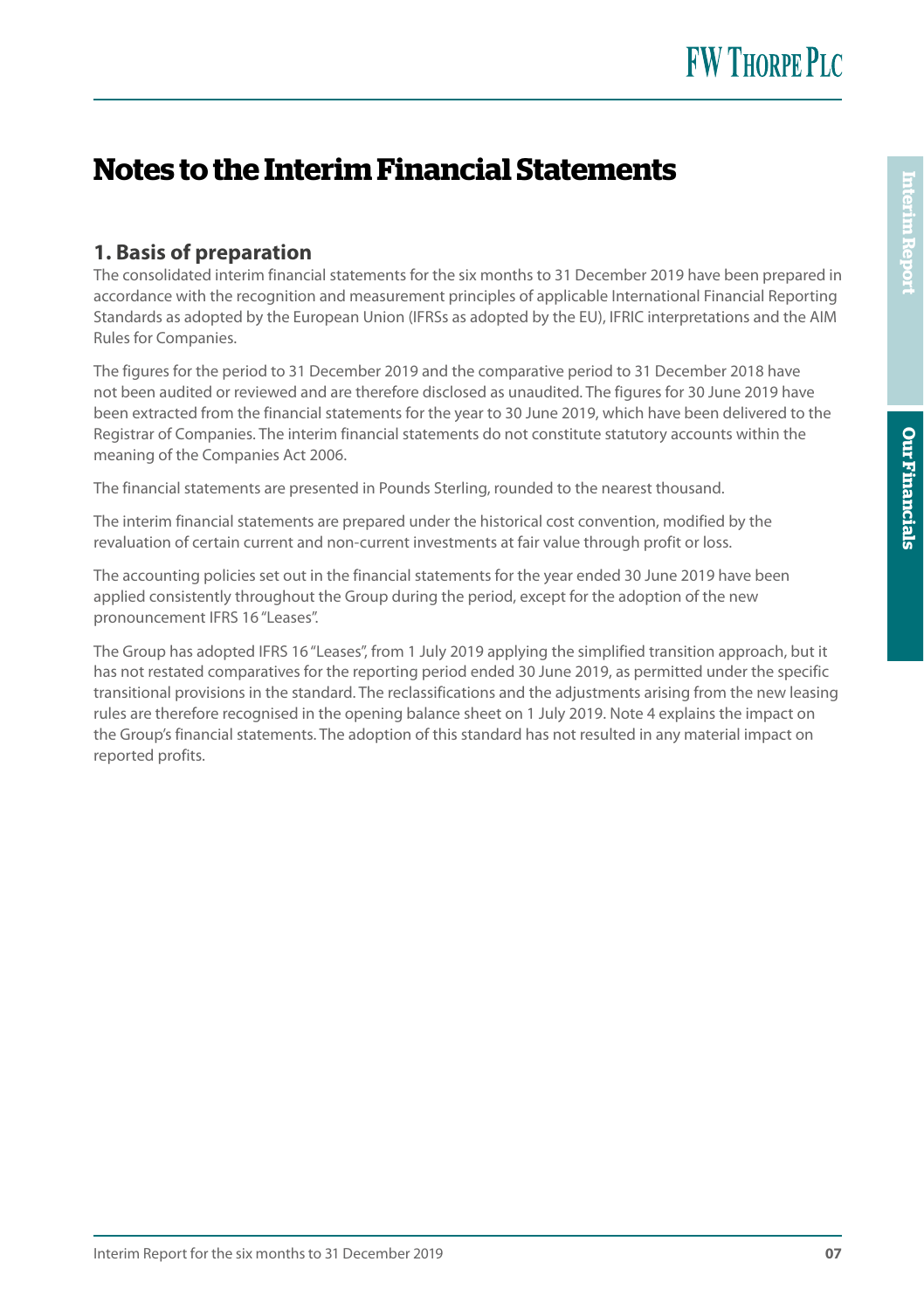# Notes to the Interim Financial Statements

## 1. Basis of preparation

The consolidated interim financial statements for the six months to 31 December 2019 have been prepared in accordance with the recognition and measurement principles of applicable International Financial Reporting Standards as adopted by the European Union (IFRSs as adopted by the EU), IFRIC interpretations and the AIM Rules for Companies.

The figures for the period to 31 December 2019 and the comparative period to 31 December 2018 have not been audited or reviewed and are therefore disclosed as unaudited. The figures for 30 June 2019 have been extracted from the financial statements for the year to 30 June 2019, which have been delivered to the Registrar of Companies. The interim financial statements do not constitute statutory accounts within the meaning of the Companies Act 2006.

The financial statements are presented in Pounds Sterling, rounded to the nearest thousand.

The interim financial statements are prepared under the historical cost convention, modified by the revaluation of certain current and non-current investments at fair value through profit or loss.

The accounting policies set out in the financial statements for the year ended 30 June 2019 have been applied consistently throughout the Group during the period, except for the adoption of the new pronouncement IFRS 16 "Leases".

The Group has adopted IFRS 16 "Leases", from 1 July 2019 applying the simplified transition approach, but it has not restated comparatives for the reporting period ended 30 June 2019, as permitted under the specific transitional provisions in the standard. The reclassifications and the adjustments arising from the new leasing rules are therefore recognised in the opening balance sheet on 1 July 2019. Note 4 explains the impact on the Group's financial statements. The adoption of this standard has not resulted in any material impact on reported profits.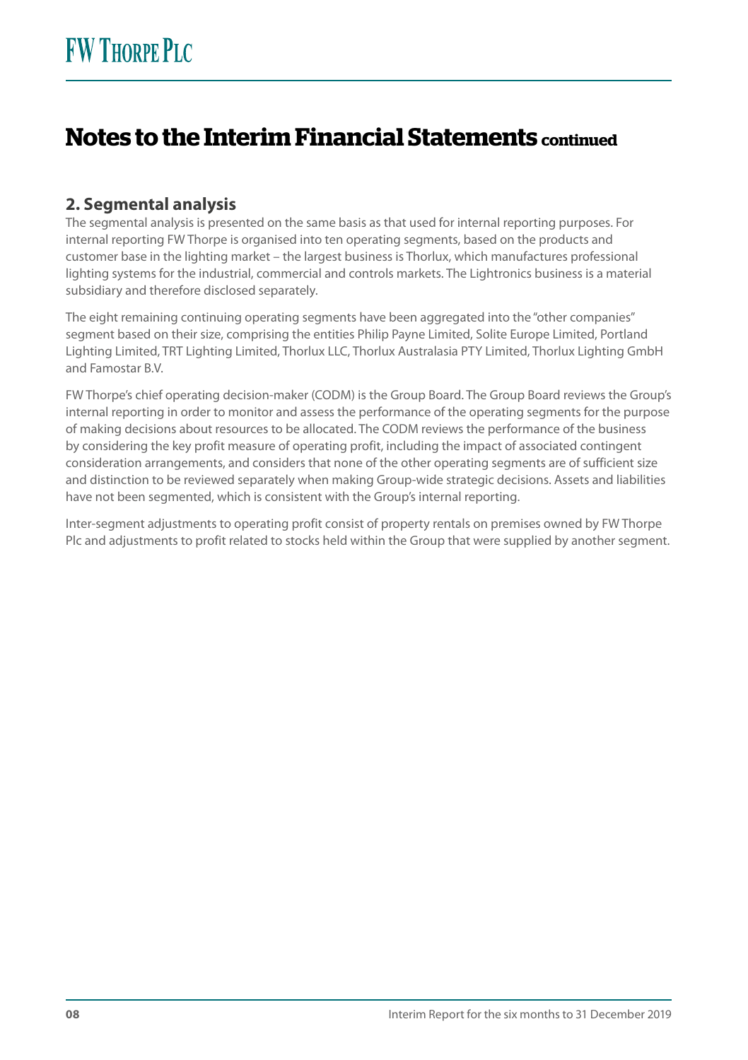# Notes to the Interim Financial Statements continued

## 2. Segmental analysis

The segmental analysis is presented on the same basis as that used for internal reporting purposes. For internal reporting FW Thorpe is organised into ten operating segments, based on the products and customer base in the lighting market – the largest business is Thorlux, which manufactures professional lighting systems for the industrial, commercial and controls markets. The Lightronics business is a material subsidiary and therefore disclosed separately.

The eight remaining continuing operating segments have been aggregated into the "other companies" segment based on their size, comprising the entities Philip Payne Limited, Solite Europe Limited, Portland Lighting Limited, TRT Lighting Limited, Thorlux LLC, Thorlux Australasia PTY Limited, Thorlux Lighting GmbH and Famostar B.V.

FW Thorpe's chief operating decision-maker (CODM) is the Group Board. The Group Board reviews the Group's internal reporting in order to monitor and assess the performance of the operating segments for the purpose of making decisions about resources to be allocated. The CODM reviews the performance of the business by considering the key profit measure of operating profit, including the impact of associated contingent consideration arrangements, and considers that none of the other operating segments are of sufficient size and distinction to be reviewed separately when making Group-wide strategic decisions. Assets and liabilities have not been segmented, which is consistent with the Group's internal reporting.

Inter-segment adjustments to operating profit consist of property rentals on premises owned by FW Thorpe Plc and adjustments to profit related to stocks held within the Group that were supplied by another segment.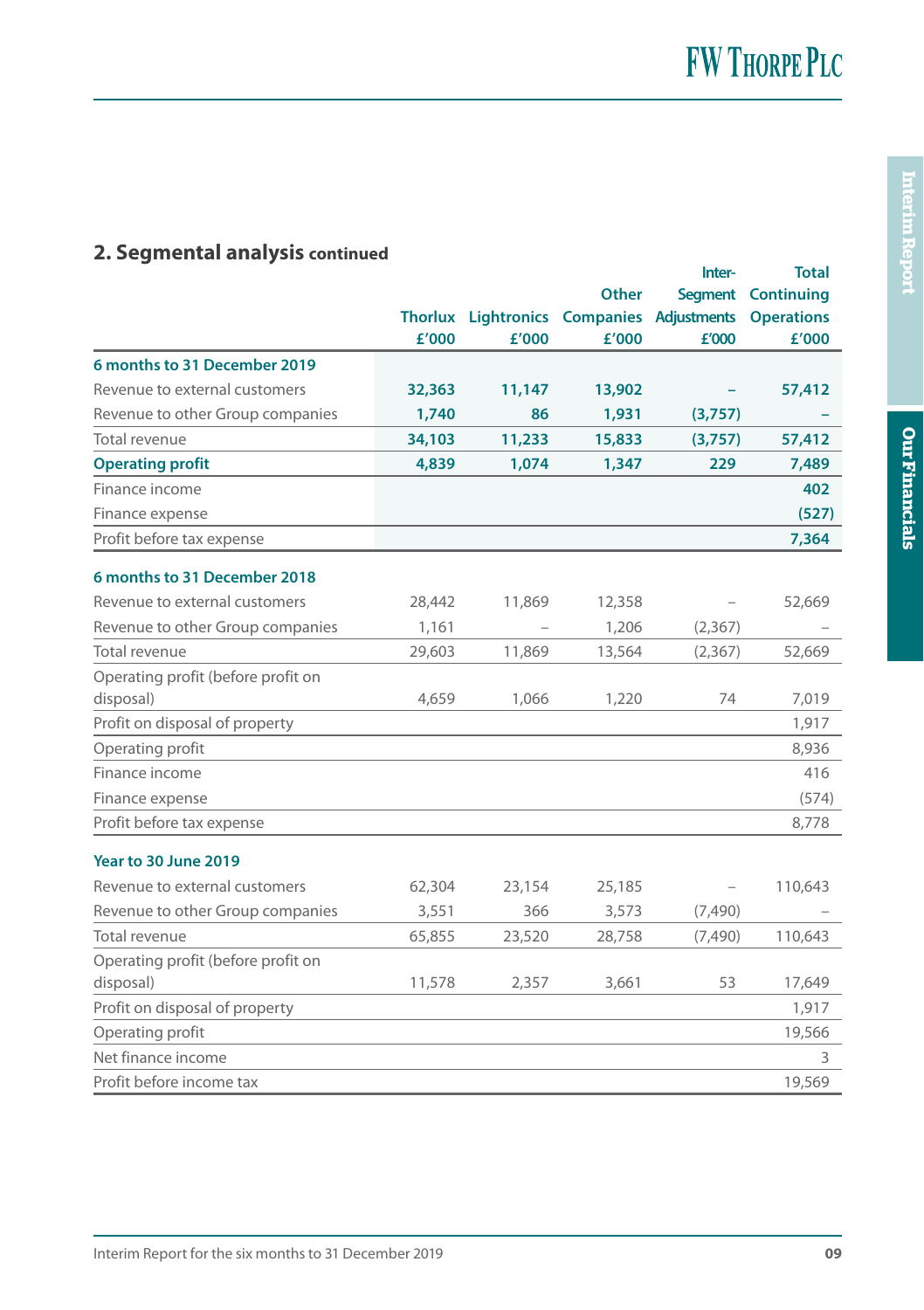## 2. Segmental analysis continued

| | Thorlux £'000 | Lightronics £'000 | Other Companies £'000 | Inter-Segment Adjustments £'000 | Total Continuing Operations £'000 |
|---|---|---|---|---|---|
| **6 months to 31 December 2019** | | | | | |
| Revenue to external customers | **32,363** | **11,147** | **13,902** | **–** | **57,412** |
| Revenue to other Group companies | **1,740** | **86** | **1,931** | **(3,757)** | **–** |
| Total revenue | **34,103** | **11,233** | **15,833** | **(3,757)** | **57,412** |
| **Operating profit** | **4,839** | **1,074** | **1,347** | **229** | **7,489** |
| Finance income | | | | | **402** |
| Finance expense | | | | | **(527)** |
| Profit before tax expense | | | | | **7,364** |
| **6 months to 31 December 2018** | | | | | |
| Revenue to external customers | 28,442 | 11,869 | 12,358 | – | 52,669 |
| Revenue to other Group companies | 1,161 | – | 1,206 | (2,367) | – |
| Total revenue | 29,603 | 11,869 | 13,564 | (2,367) | 52,669 |
| Operating profit (before profit on disposal) | 4,659 | 1,066 | 1,220 | 74 | 7,019 |
| Profit on disposal of property | | | | | 1,917 |
| Operating profit | | | | | 8,936 |
| Finance income | | | | | 416 |
| Finance expense | | | | | (574) |
| Profit before tax expense | | | | | 8,778 |
| **Year to 30 June 2019** | | | | | |
| Revenue to external customers | 62,304 | 23,154 | 25,185 | – | 110,643 |
| Revenue to other Group companies | 3,551 | 366 | 3,573 | (7,490) | – |
| Total revenue | 65,855 | 23,520 | 28,758 | (7,490) | 110,643 |
| Operating profit (before profit on disposal) | 11,578 | 2,357 | 3,661 | 53 | 17,649 |
| Profit on disposal of property | | | | | 1,917 |
| Operating profit | | | | | 19,566 |
| Net finance income | | | | | 3 |
| Profit before income tax | | | | | 19,569 |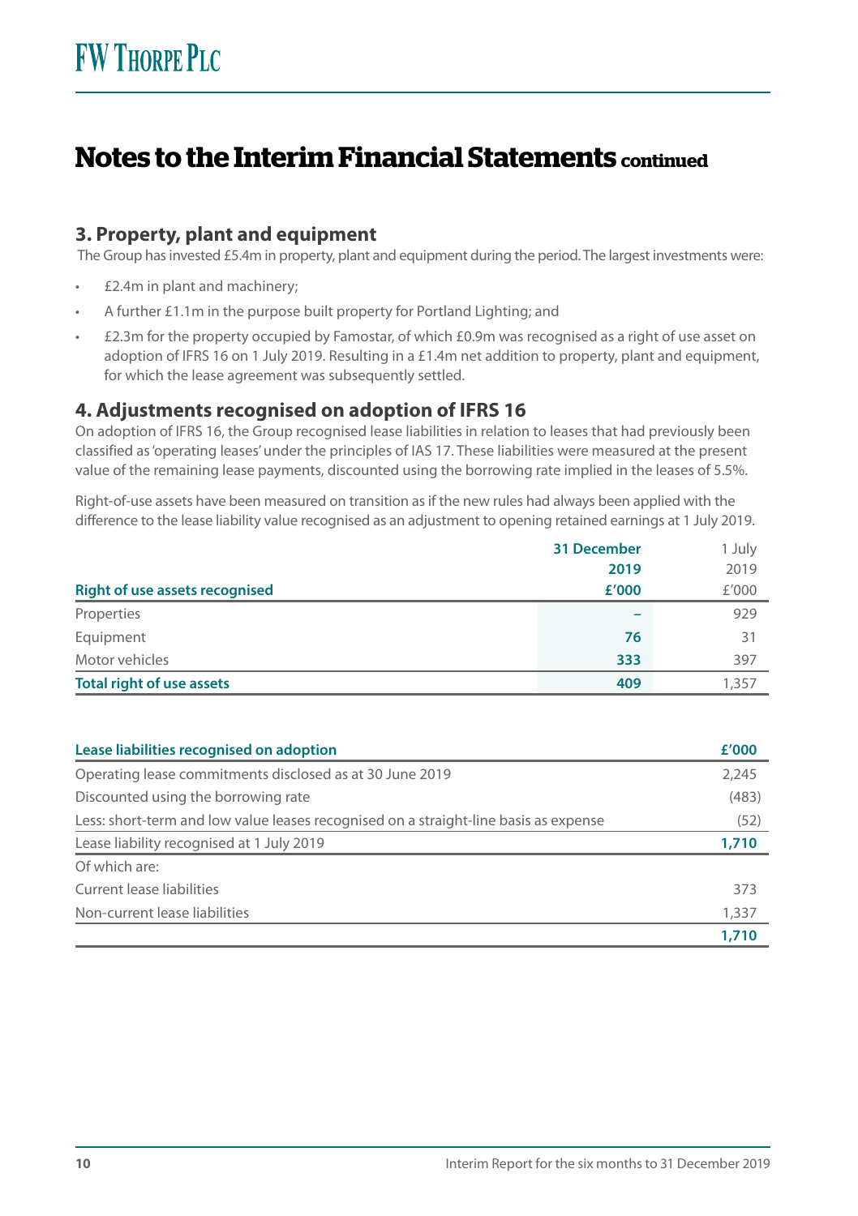# Notes to the Interim Financial Statements continued

## 3. Property, plant and equipment

The Group has invested £5.4m in property, plant and equipment during the period. The largest investments were:

- £2.4m in plant and machinery;
- A further £1.1m in the purpose built property for Portland Lighting; and
- £2.3m for the property occupied by Famostar, of which £0.9m was recognised as a right of use asset on adoption of IFRS 16 on 1 July 2019. Resulting in a £1.4m net addition to property, plant and equipment, for which the lease agreement was subsequently settled.

## 4. Adjustments recognised on adoption of IFRS 16

On adoption of IFRS 16, the Group recognised lease liabilities in relation to leases that had previously been classified as 'operating leases' under the principles of IAS 17. These liabilities were measured at the present value of the remaining lease payments, discounted using the borrowing rate implied in the leases of 5.5%.

Right-of-use assets have been measured on transition as if the new rules had always been applied with the difference to the lease liability value recognised as an adjustment to opening retained earnings at 1 July 2019.

| Right of use assets recognised | 31 December 2019 £'000 | 1 July 2019 £'000 |
|---|---|---|
| Properties | – | 929 |
| Equipment | 76 | 31 |
| Motor vehicles | 333 | 397 |
| **Total right of use assets** | **409** | 1,357 |

| Lease liabilities recognised on adoption | £'000 |
|---|---|
| Operating lease commitments disclosed as at 30 June 2019 | 2,245 |
| Discounted using the borrowing rate | (483) |
| Less: short-term and low value leases recognised on a straight-line basis as expense | (52) |
| Lease liability recognised at 1 July 2019 | **1,710** |
| Of which are: | |
| Current lease liabilities | 373 |
| Non-current lease liabilities | 1,337 |
| | **1,710** |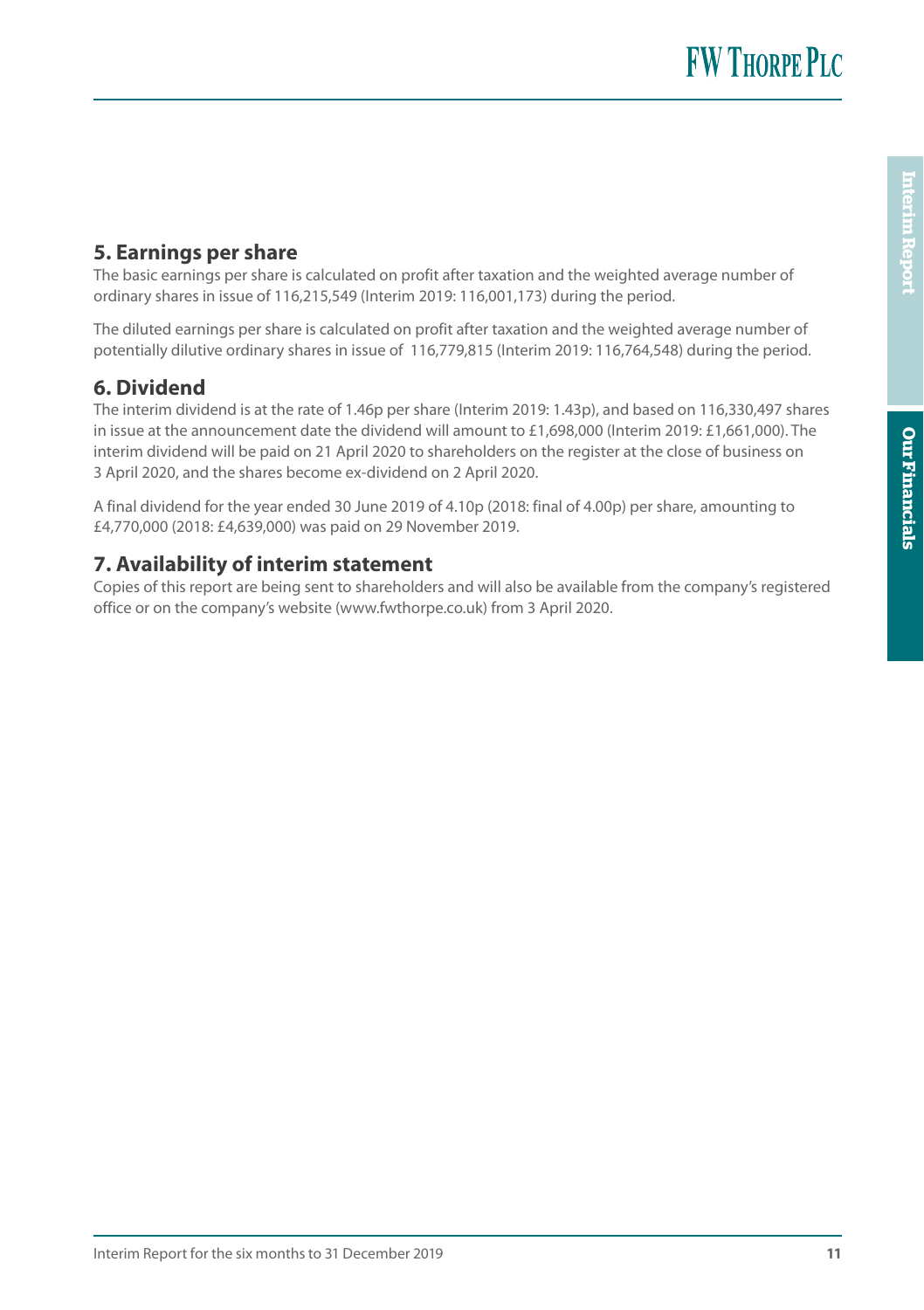## 5. Earnings per share

The basic earnings per share is calculated on profit after taxation and the weighted average number of ordinary shares in issue of 116,215,549 (Interim 2019: 116,001,173) during the period.

The diluted earnings per share is calculated on profit after taxation and the weighted average number of potentially dilutive ordinary shares in issue of 116,779,815 (Interim 2019: 116,764,548) during the period.

## 6. Dividend

The interim dividend is at the rate of 1.46p per share (Interim 2019: 1.43p), and based on 116,330,497 shares in issue at the announcement date the dividend will amount to £1,698,000 (Interim 2019: £1,661,000). The interim dividend will be paid on 21 April 2020 to shareholders on the register at the close of business on 3 April 2020, and the shares become ex-dividend on 2 April 2020.

A final dividend for the year ended 30 June 2019 of 4.10p (2018: final of 4.00p) per share, amounting to £4,770,000 (2018: £4,639,000) was paid on 29 November 2019.

## 7. Availability of interim statement

Copies of this report are being sent to shareholders and will also be available from the company's registered office or on the company's website (www.fwthorpe.co.uk) from 3 April 2020.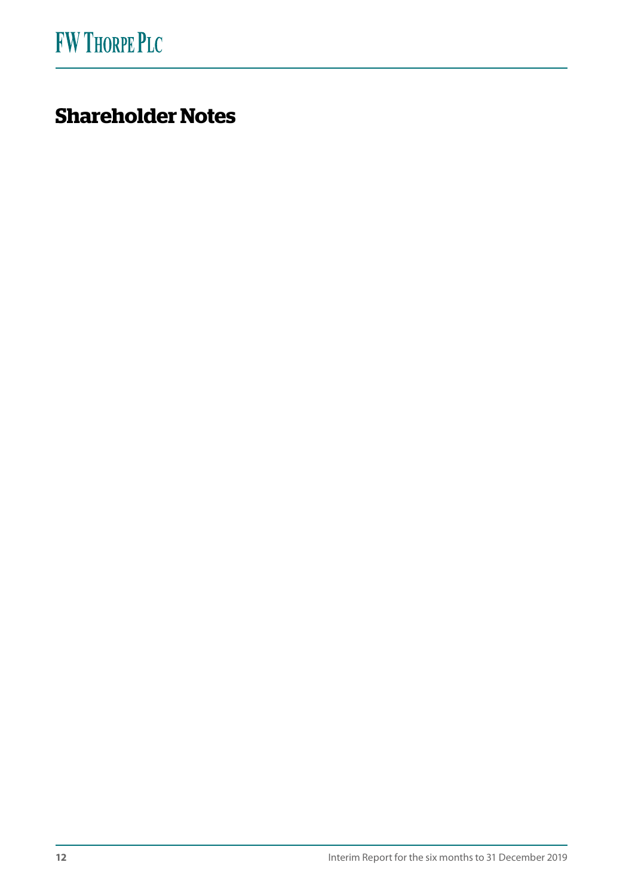# Shareholder Notes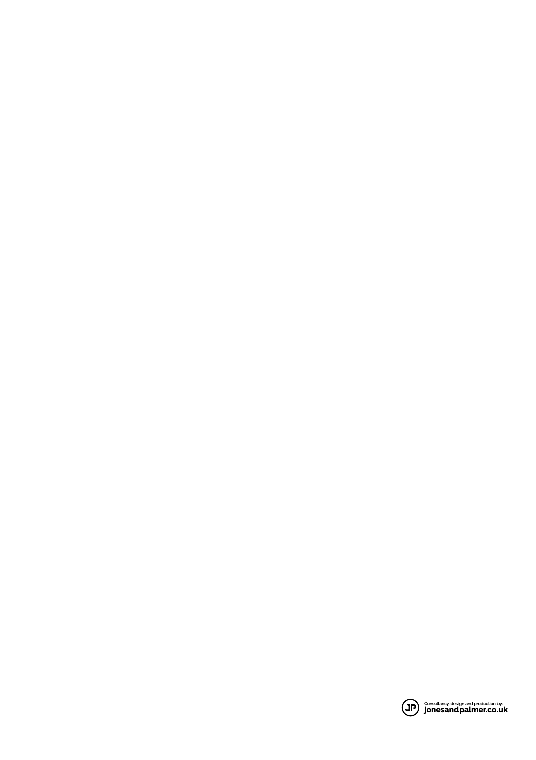Consultancy, design and production by:
**jonesandpalmer.co.uk**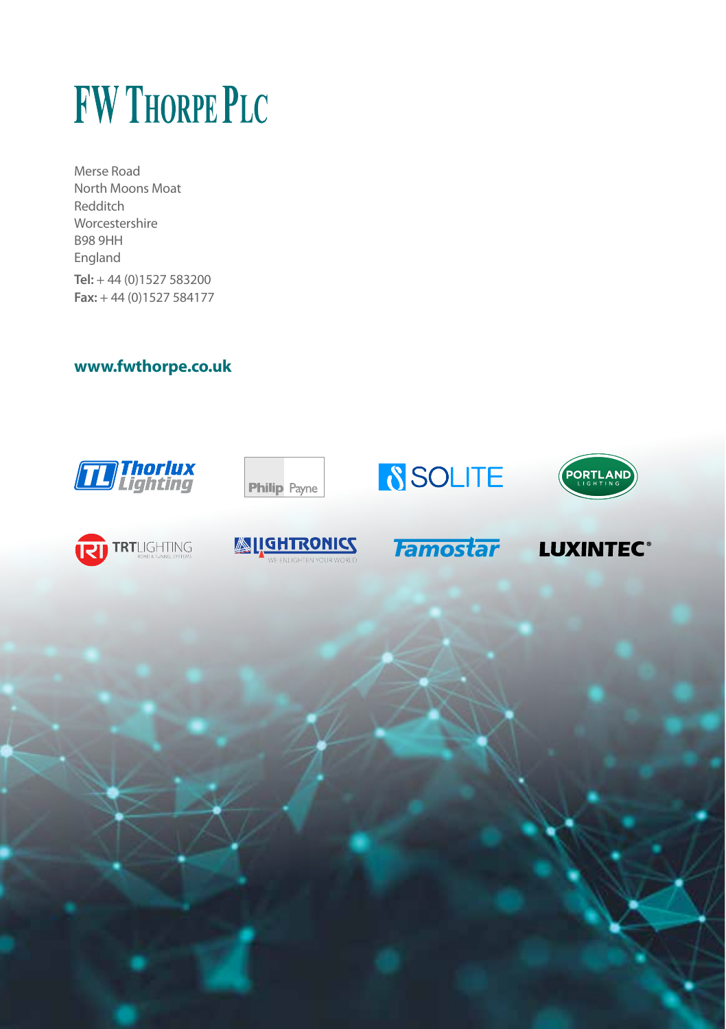# FW Thorpe Plc

Merse Road
North Moons Moat
Redditch
Worcestershire
B98 9HH
England

**Tel:** + 44 (0)1527 583200
**Fax:** + 44 (0)1527 584177

**www.fwthorpe.co.uk**

Thorlux Lighting

Philip Payne

SOLITE

PORTLAND LIGHTING

TRTLIGHTING ROAD & TUNNEL SYSTEMS

LIGHTRONICS WE ENLIGHTEN YOUR WORLD

Famostar

LUXINTEC®